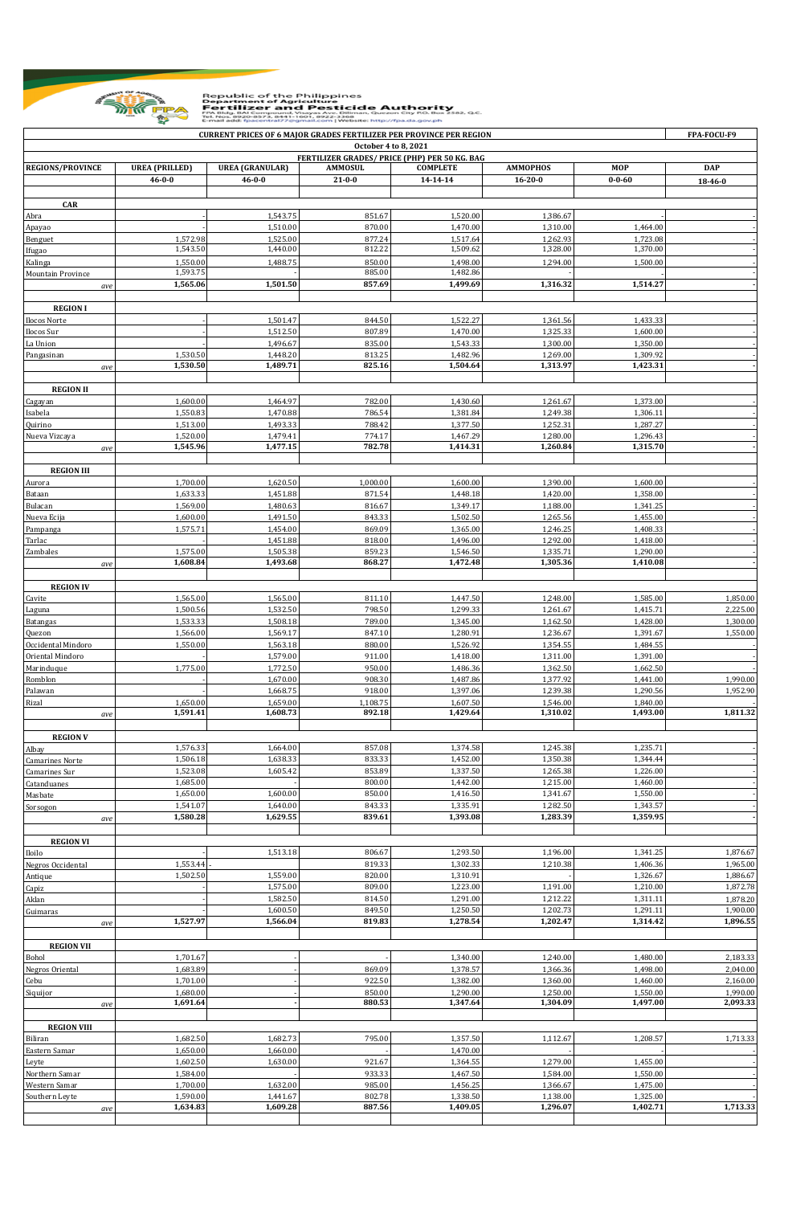Republic of the Philippines
Department of Agriculture
**Fertilizer and Pesticide Authority**
FPA Bldg. BAI Compound, Visayas Ave. Diliman, Quezon City P.O. Box 2582, Q.C.
Tel. Nos. 8920-8573, 8441-1601, 8922-3368
E-mail add: fpacentral77@gmail.com | Website: http://fpa.da.gov.ph

| CURRENT PRICES OF 6 MAJOR GRADES FERTILIZER PER PROVINCE PER REGION | | | | | | | FPA-FOCU-F9 |
|---|---|---|---|---|---|---|---|
| October 4 to 8, 2021 | | | | | | | |
| | FERTILIZER GRADES/ PRICE (PHP) PER 50 KG. BAG | | | | | | |
| REGIONS/PROVINCE | UREA (PRILLED) | UREA (GRANULAR) | AMMOSUL | COMPLETE | AMMOPHOS | MOP | DAP |
| | 46-0-0 | 46-0-0 | 21-0-0 | 14-14-14 | 16-20-0 | 0-0-60 | 18-46-0 |
| **CAR** | | | | | | | |
| Abra | - | 1,543.75 | 851.67 | 1,520.00 | 1,386.67 | - | - |
| Apayao | | 1,510.00 | 870.00 | 1,470.00 | 1,310.00 | 1,464.00 | - |
| Benguet | 1,572.98 | 1,525.00 | 877.24 | 1,517.64 | 1,262.93 | 1,723.08 | - |
| Ifugao | 1,543.50 | 1,440.00 | 812.22 | 1,509.62 | 1,328.00 | 1,370.00 | - |
| Kalinga | 1,550.00 | 1,488.75 | 850.00 | 1,498.00 | 1,294.00 | 1,500.00 | - |
| Mountain Province | 1,593.75 | - | 885.00 | 1,482.86 | - | - | - |
| *ave* | **1,565.06** | **1,501.50** | **857.69** | **1,499.69** | **1,316.32** | **1,514.27** | **-** |
| **REGION I** | | | | | | | |
| Ilocos Norte | - | 1,501.47 | 844.50 | 1,522.27 | 1,361.56 | 1,433.33 | - |
| Ilocos Sur | - | 1,512.50 | 807.89 | 1,470.00 | 1,325.33 | 1,600.00 | - |
| La Union | - | 1,496.67 | 835.00 | 1,543.33 | 1,300.00 | 1,350.00 | - |
| Pangasinan | 1,530.50 | 1,448.20 | 813.25 | 1,482.96 | 1,269.00 | 1,309.92 | - |
| *ave* | **1,530.50** | **1,489.71** | **825.16** | **1,504.64** | **1,313.97** | **1,423.31** | **-** |
| **REGION II** | | | | | | | |
| Cagayan | 1,600.00 | 1,464.97 | 782.00 | 1,430.60 | 1,261.67 | 1,373.00 | - |
| Isabela | 1,550.83 | 1,470.88 | 786.54 | 1,381.84 | 1,249.38 | 1,306.11 | - |
| Quirino | 1,513.00 | 1,493.33 | 788.42 | 1,377.50 | 1,252.31 | 1,287.27 | - |
| Nueva Vizcaya | 1,520.00 | 1,479.41 | 774.17 | 1,467.29 | 1,280.00 | 1,296.43 | - |
| *ave* | **1,545.96** | **1,477.15** | **782.78** | **1,414.31** | **1,260.84** | **1,315.70** | **-** |
| **REGION III** | | | | | | | |
| Aurora | 1,700.00 | 1,620.50 | 1,000.00 | 1,600.00 | 1,390.00 | 1,600.00 | - |
| Bataan | 1,633.33 | 1,451.88 | 871.54 | 1,448.18 | 1,420.00 | 1,358.00 | - |
| Bulacan | 1,569.00 | 1,480.63 | 816.67 | 1,349.17 | 1,188.00 | 1,341.25 | - |
| Nueva Ecija | 1,600.00 | 1,491.50 | 843.33 | 1,502.50 | 1,265.56 | 1,455.00 | - |
| Pampanga | 1,575.71 | 1,454.00 | 869.09 | 1,365.00 | 1,246.25 | 1,408.33 | - |
| Tarlac | - | 1,451.88 | 818.00 | 1,496.00 | 1,292.00 | 1,418.00 | - |
| Zambales | 1,575.00 | 1,505.38 | 859.23 | 1,546.50 | 1,335.71 | 1,290.00 | - |
| *ave* | **1,608.84** | **1,493.68** | **868.27** | **1,472.48** | **1,305.36** | **1,410.08** | **-** |
| **REGION IV** | | | | | | | |
| Cavite | 1,565.00 | 1,565.00 | 811.10 | 1,447.50 | 1,248.00 | 1,585.00 | 1,850.00 |
| Laguna | 1,500.56 | 1,532.50 | 798.50 | 1,299.33 | 1,261.67 | 1,415.71 | 2,225.00 |
| Batangas | 1,533.33 | 1,508.18 | 789.00 | 1,345.00 | 1,162.50 | 1,428.00 | 1,300.00 |
| Quezon | 1,566.00 | 1,569.17 | 847.10 | 1,280.91 | 1,236.67 | 1,391.67 | 1,550.00 |
| Occidental Mindoro | 1,550.00 | 1,563.18 | 880.00 | 1,526.92 | 1,354.55 | 1,484.55 | - |
| Oriental Mindoro | - | 1,579.00 | 911.00 | 1,418.00 | 1,311.00 | 1,391.00 | - |
| Marinduque | 1,775.00 | 1,772.50 | 950.00 | 1,486.36 | 1,362.50 | 1,662.50 | - |
| Romblon | - | 1,670.00 | 908.30 | 1,487.86 | 1,377.92 | 1,441.00 | 1,990.00 |
| Palawan | - | 1,668.75 | 918.00 | 1,397.06 | 1,239.38 | 1,290.56 | 1,952.90 |
| Rizal | 1,650.00 | 1,659.00 | 1,108.75 | 1,607.50 | 1,546.00 | 1,840.00 | - |
| *ave* | **1,591.41** | **1,608.73** | **892.18** | **1,429.64** | **1,310.02** | **1,493.00** | **1,811.32** |
| **REGION V** | | | | | | | |
| Albay | 1,576.33 | 1,664.00 | 857.08 | 1,374.58 | 1,245.38 | 1,235.71 | - |
| Camarines Norte | 1,506.18 | 1,638.33 | 833.33 | 1,452.00 | 1,350.38 | 1,344.44 | - |
| Camarines Sur | 1,523.08 | 1,605.42 | 853.89 | 1,337.50 | 1,265.38 | 1,226.00 | - |
| Catanduanes | 1,685.00 | - | 800.00 | 1,442.00 | 1,215.00 | 1,460.00 | - |
| Masbate | 1,650.00 | 1,600.00 | 850.00 | 1,416.50 | 1,341.67 | 1,550.00 | - |
| Sorsogon | 1,541.07 | 1,640.00 | 843.33 | 1,335.91 | 1,282.50 | 1,343.57 | - |
| *ave* | **1,580.28** | **1,629.55** | **839.61** | **1,393.08** | **1,283.39** | **1,359.95** | **-** |
| **REGION VI** | | | | | | | |
| Iloilo | - | 1,513.18 | 806.67 | 1,293.50 | 1,196.00 | 1,341.25 | 1,876.67 |
| Negros Occidental | 1,553.44 | - | 819.33 | 1,302.33 | 1,210.38 | 1,406.36 | 1,965.00 |
| Antique | 1,502.50 | 1,559.00 | 820.00 | 1,310.91 | - | 1,326.67 | 1,886.67 |
| Capiz | - | 1,575.00 | 809.00 | 1,223.00 | 1,191.00 | 1,210.00 | 1,872.78 |
| Aklan | - | 1,582.50 | 814.50 | 1,291.00 | 1,212.22 | 1,311.11 | 1,878.20 |
| Guimaras | - | 1,600.50 | 849.50 | 1,250.50 | 1,202.73 | 1,291.11 | 1,900.00 |
| *ave* | **1,527.97** | **1,566.04** | **819.83** | **1,278.54** | **1,202.47** | **1,314.42** | **1,896.55** |
| **REGION VII** | | | | | | | |
| Bohol | 1,701.67 | - | - | 1,340.00 | 1,240.00 | 1,480.00 | 2,183.33 |
| Negros Oriental | 1,683.89 | - | 869.09 | 1,378.57 | 1,366.36 | 1,498.00 | 2,040.00 |
| Cebu | 1,701.00 | - | 922.50 | 1,382.00 | 1,360.00 | 1,460.00 | 2,160.00 |
| Siquijor | 1,680.00 | - | 850.00 | 1,290.00 | 1,250.00 | 1,550.00 | 1,990.00 |
| *ave* | **1,691.64** | **-** | **880.53** | **1,347.64** | **1,304.09** | **1,497.00** | **2,093.33** |
| **REGION VIII** | | | | | | | |
| Biliran | 1,682.50 | 1,682.73 | 795.00 | 1,357.50 | 1,112.67 | 1,208.57 | 1,713.33 |
| Eastern Samar | 1,650.00 | 1,660.00 | - | 1,470.00 | - | - | - |
| Leyte | 1,602.50 | 1,630.00 | 921.67 | 1,364.55 | 1,279.00 | 1,455.00 | - |
| Northern Samar | 1,584.00 | - | 933.33 | 1,467.50 | 1,584.00 | 1,550.00 | - |
| Western Samar | 1,700.00 | 1,632.00 | 985.00 | 1,456.25 | 1,366.67 | 1,475.00 | - |
| Southern Leyte | 1,590.00 | 1,441.67 | 802.78 | 1,338.50 | 1,138.00 | 1,325.00 | - |
| *ave* | **1,634.83** | **1,609.28** | **887.56** | **1,409.05** | **1,296.07** | **1,402.71** | **1,713.33** |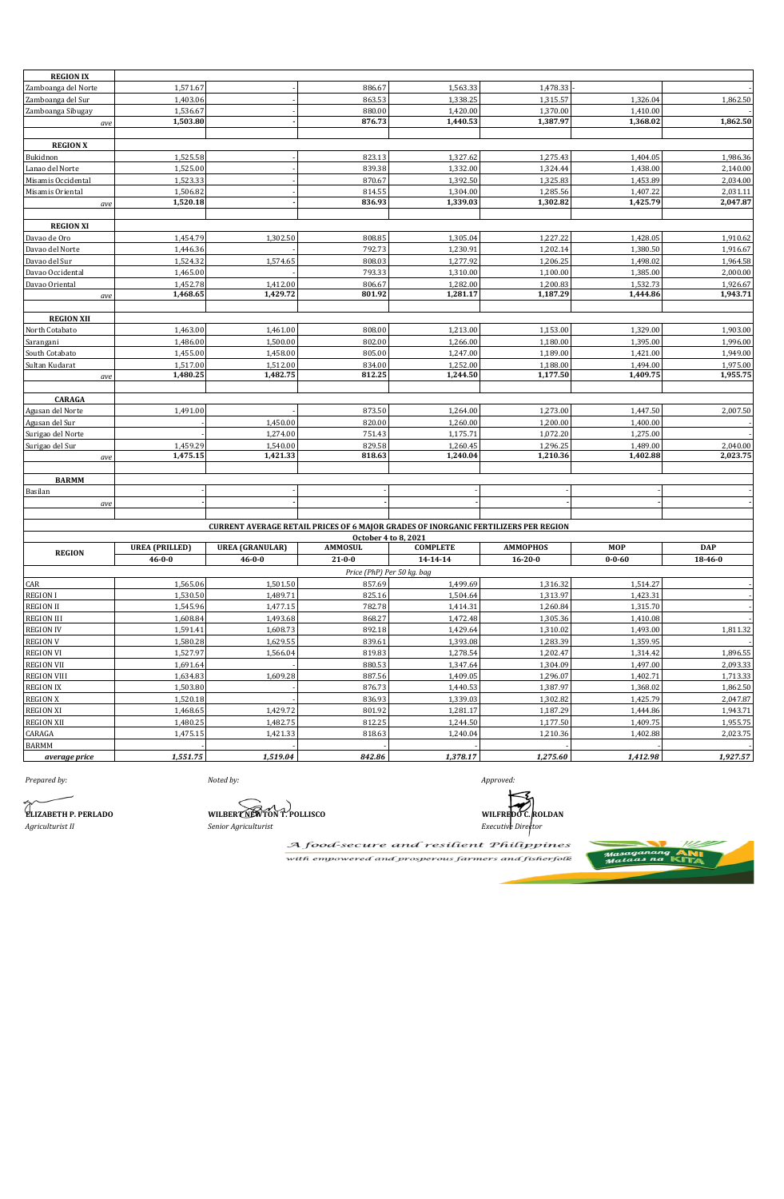| | | | | | | | |
|---|---|---|---|---|---|---|---|
| **REGION IX** | | | | | | | |
| Zamboanga del Norte | 1,571.67 | - | 886.67 | 1,563.33 | 1,478.33 | - | - |
| Zamboanga del Sur | 1,403.06 | - | 863.53 | 1,338.25 | 1,315.57 | 1,326.04 | 1,862.50 |
| Zamboanga Sibugay | 1,536.67 | - | 880.00 | 1,420.00 | 1,370.00 | 1,410.00 | - |
| *ave* | **1,503.80** | **-** | **876.73** | **1,440.53** | **1,387.97** | **1,368.02** | **1,862.50** |
| | | | | | | | |
| **REGION X** | | | | | | | |
| Bukidnon | 1,525.58 | - | 823.13 | 1,327.62 | 1,275.43 | 1,404.05 | 1,986.36 |
| Lanao del Norte | 1,525.00 | - | 839.38 | 1,332.00 | 1,324.44 | 1,438.00 | 2,140.00 |
| Misamis Occidental | 1,523.33 | - | 870.67 | 1,392.50 | 1,325.83 | 1,453.89 | 2,034.00 |
| Misamis Oriental | 1,506.82 | - | 814.55 | 1,304.00 | 1,285.56 | 1,407.22 | 2,031.11 |
| *ave* | **1,520.18** | **-** | **836.93** | **1,339.03** | **1,302.82** | **1,425.79** | **2,047.87** |
| | | | | | | | |
| **REGION XI** | | | | | | | |
| Davao de Oro | 1,454.79 | 1,302.50 | 808.85 | 1,305.04 | 1,227.22 | 1,428.05 | 1,910.62 |
| Davao del Norte | 1,446.36 | - | 792.73 | 1,230.91 | 1,202.14 | 1,380.50 | 1,916.67 |
| Davao del Sur | 1,524.32 | 1,574.65 | 808.03 | 1,277.92 | 1,206.25 | 1,498.02 | 1,964.58 |
| Davao Occidental | 1,465.00 | - | 793.33 | 1,310.00 | 1,100.00 | 1,385.00 | 2,000.00 |
| Davao Oriental | 1,452.78 | 1,412.00 | 806.67 | 1,282.00 | 1,200.83 | 1,532.73 | 1,926.67 |
| *ave* | **1,468.65** | **1,429.72** | **801.92** | **1,281.17** | **1,187.29** | **1,444.86** | **1,943.71** |
| | | | | | | | |
| **REGION XII** | | | | | | | |
| North Cotabato | 1,463.00 | 1,461.00 | 808.00 | 1,213.00 | 1,153.00 | 1,329.00 | 1,903.00 |
| Sarangani | 1,486.00 | 1,500.00 | 802.00 | 1,266.00 | 1,180.00 | 1,395.00 | 1,996.00 |
| South Cotabato | 1,455.00 | 1,458.00 | 805.00 | 1,247.00 | 1,189.00 | 1,421.00 | 1,949.00 |
| Sultan Kudarat | 1,517.00 | 1,512.00 | 834.00 | 1,252.00 | 1,188.00 | 1,494.00 | 1,975.00 |
| *ave* | **1,480.25** | **1,482.75** | **812.25** | **1,244.50** | **1,177.50** | **1,409.75** | **1,955.75** |
| | | | | | | | |
| **CARAGA** | | | | | | | |
| Agusan del Norte | 1,491.00 | | 873.50 | 1,264.00 | 1,273.00 | 1,447.50 | 2,007.50 |
| Agusan del Sur | - | 1,450.00 | 820.00 | 1,260.00 | 1,200.00 | 1,400.00 | - |
| Surigao del Norte | - | 1,274.00 | 751.43 | 1,175.71 | 1,072.20 | 1,275.00 | - |
| Surigao del Sur | 1,459.29 | 1,540.00 | 829.58 | 1,260.45 | 1,296.25 | 1,489.00 | 2,040.00 |
| *ave* | **1,475.15** | **1,421.33** | **818.63** | **1,240.04** | **1,210.36** | **1,402.88** | **2,023.75** |
| | | | | | | | |
| **BARMM** | | | | | | | |
| Basilan | - | - | - | - | - | - | - |
| *ave* | - | - | - | - | - | - | - |

**CURRENT AVERAGE RETAIL PRICES OF 6 MAJOR GRADES OF INORGANIC FERTILIZERS PER REGION**

**October 4 to 8, 2021**

| REGION | UREA (PRILLED) | UREA (GRANULAR) | AMMOSUL | COMPLETE | AMMOPHOS | MOP | DAP |
|---|---|---|---|---|---|---|---|
| | 46-0-0 | 46-0-0 | 21-0-0 | 14-14-14 | 16-20-0 | 0-0-60 | 18-46-0 |
| | | | | *Price (PhP) Per 50 kg. bag* | | | |
| CAR | 1,565.06 | 1,501.50 | 857.69 | 1,499.69 | 1,316.32 | 1,514.27 | - |
| REGION I | 1,530.50 | 1,489.71 | 825.16 | 1,504.64 | 1,313.97 | 1,423.31 | - |
| REGION II | 1,545.96 | 1,477.15 | 782.78 | 1,414.31 | 1,260.84 | 1,315.70 | - |
| REGION III | 1,608.84 | 1,493.68 | 868.27 | 1,472.48 | 1,305.36 | 1,410.08 | - |
| REGION IV | 1,591.41 | 1,608.73 | 892.18 | 1,429.64 | 1,310.02 | 1,493.00 | 1,811.32 |
| REGION V | 1,580.28 | 1,629.55 | 839.61 | 1,393.08 | 1,283.39 | 1,359.95 | - |
| REGION VI | 1,527.97 | 1,566.04 | 819.83 | 1,278.54 | 1,202.47 | 1,314.42 | 1,896.55 |
| REGION VII | 1,691.64 | - | 880.53 | 1,347.64 | 1,304.09 | 1,497.00 | 2,093.33 |
| REGION VIII | 1,634.83 | 1,609.28 | 887.56 | 1,409.05 | 1,296.07 | 1,402.71 | 1,713.33 |
| REGION IX | 1,503.80 | - | 876.73 | 1,440.53 | 1,387.97 | 1,368.02 | 1,862.50 |
| REGION X | 1,520.18 | - | 836.93 | 1,339.03 | 1,302.82 | 1,425.79 | 2,047.87 |
| REGION XI | 1,468.65 | 1,429.72 | 801.92 | 1,281.17 | 1,187.29 | 1,444.86 | 1,943.71 |
| REGION XII | 1,480.25 | 1,482.75 | 812.25 | 1,244.50 | 1,177.50 | 1,409.75 | 1,955.75 |
| CARAGA | 1,475.15 | 1,421.33 | 818.63 | 1,240.04 | 1,210.36 | 1,402.88 | 2,023.75 |
| BARMM | - | - | - | - | - | - | - |
| ***average price*** | ***1,551.75*** | ***1,519.04*** | ***842.86*** | ***1,378.17*** | ***1,275.60*** | ***1,412.98*** | ***1,927.57*** |

*Prepared by:*

**ELIZABETH P. PERLADO**
*Agriculturist II*

*Noted by:*

**WILBERT NEWTON T. POLLISCO**
*Senior Agriculturist*

*Approved:*

**WILFREDO C. ROLDAN**
*Executive Director*

*A food-secure and resilient Philippines with empowered and prosperous farmers and fisherfolk*

Masaganang ANI Mataas na KITA